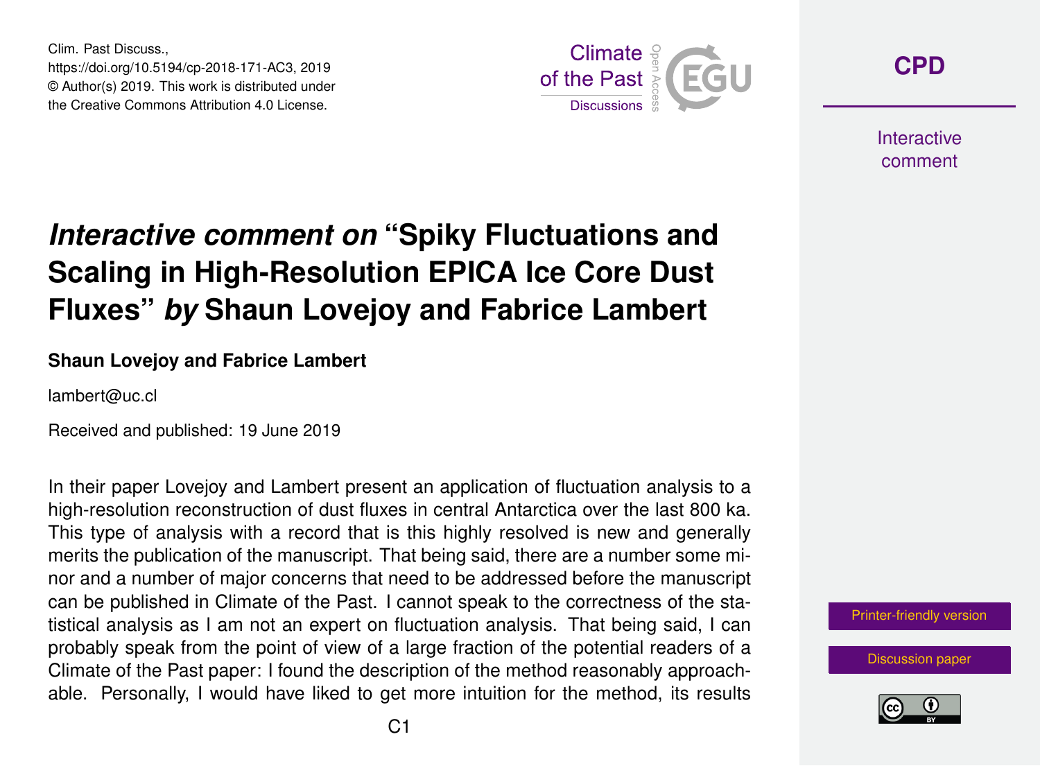# *Interactive comment on* "Spiky Fluctuations and Scaling in High-Resolution EPICA Ice Core Dust Fluxes" *by* Shaun Lovejoy and Fabrice Lambert

**Shaun Lovejoy and Fabrice Lambert**

lambert@uc.cl

Received and published: 19 June 2019

In their paper Lovejoy and Lambert present an application of fluctuation analysis to a high-resolution reconstruction of dust fluxes in central Antarctica over the last 800 ka. This type of analysis with a record that is this highly resolved is new and generally merits the publication of the manuscript. That being said, there are a number some minor and a number of major concerns that need to be addressed before the manuscript can be published in Climate of the Past. I cannot speak to the correctness of the statistical analysis as I am not an expert on fluctuation analysis. That being said, I can probably speak from the point of view of a large fraction of the potential readers of a Climate of the Past paper: I found the description of the method reasonably approachable. Personally, I would have liked to get more intuition for the method, its results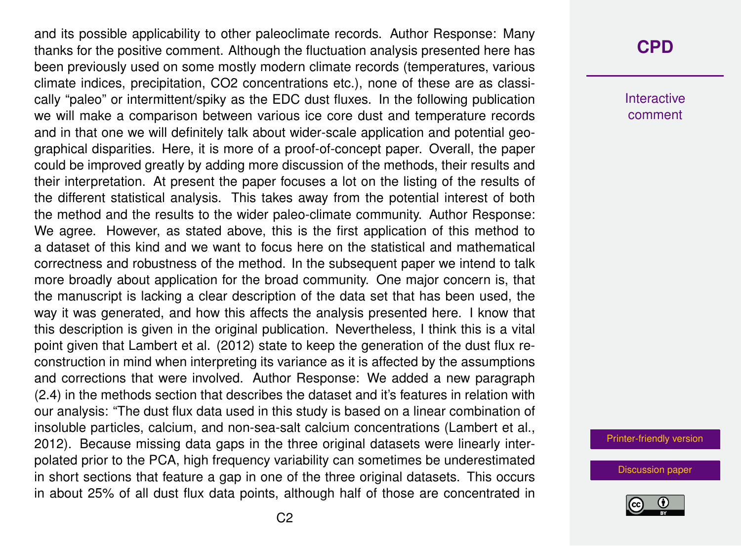and its possible applicability to other paleoclimate records. Author Response: Many thanks for the positive comment. Although the fluctuation analysis presented here has been previously used on some mostly modern climate records (temperatures, various climate indices, precipitation, $CO_2$ concentrations etc.), none of these are as classically "paleo" or intermittent/spiky as the EDC dust fluxes. In the following publication we will make a comparison between various ice core dust and temperature records and in that one we will definitely talk about wider-scale application and potential geographical disparities. Here, it is more of a proof-of-concept paper. Overall, the paper could be improved greatly by adding more discussion of the methods, their results and their interpretation. At present the paper focuses a lot on the listing of the results of the different statistical analysis. This takes away from the potential interest of both the method and the results to the wider paleo-climate community. Author Response: We agree. However, as stated above, this is the first application of this method to a dataset of this kind and we want to focus here on the statistical and mathematical correctness and robustness of the method. In the subsequent paper we intend to talk more broadly about application for the broad community. One major concern is, that the manuscript is lacking a clear description of the data set that has been used, the way it was generated, and how this affects the analysis presented here. I know that this description is given in the original publication. Nevertheless, I think this is a vital point given that Lambert et al. (2012) state to keep the generation of the dust flux reconstruction in mind when interpreting its variance as it is affected by the assumptions and corrections that were involved. Author Response: We added a new paragraph (2.4) in the methods section that describes the dataset and it's features in relation with our analysis: "The dust flux data used in this study is based on a linear combination of insoluble particles, calcium, and non-sea-salt calcium concentrations (Lambert et al., 2012). Because missing data gaps in the three original datasets were linearly interpolated prior to the PCA, high frequency variability can sometimes be underestimated in short sections that feature a gap in one of the three original datasets. This occurs in about 25% of all dust flux data points, although half of those are concentrated in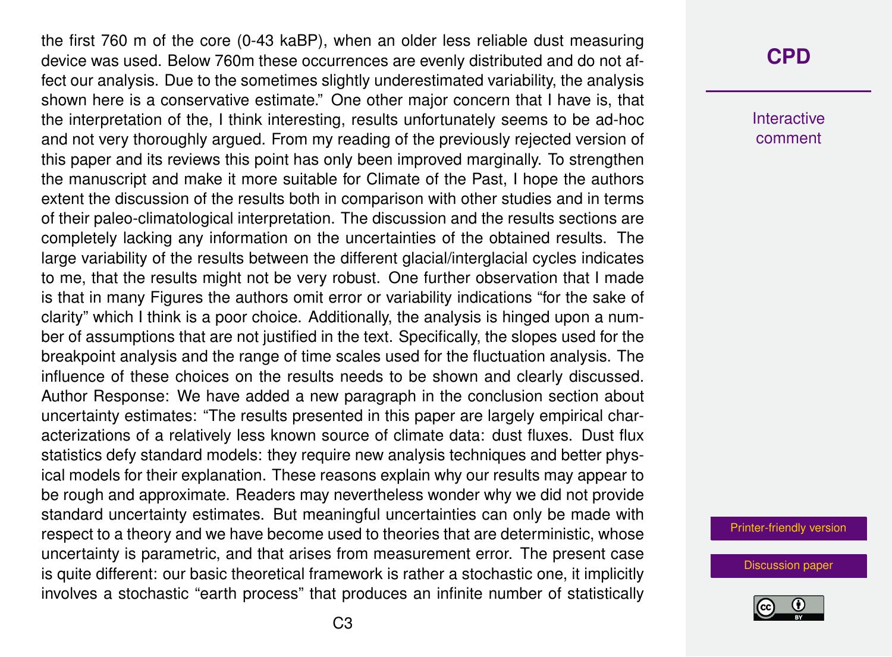the first 760 m of the core (0-43 kaBP), when an older less reliable dust measuring device was used. Below 760m these occurrences are evenly distributed and do not affect our analysis. Due to the sometimes slightly underestimated variability, the analysis shown here is a conservative estimate." One other major concern that I have is, that the interpretation of the, I think interesting, results unfortunately seems to be ad-hoc and not very thoroughly argued. From my reading of the previously rejected version of this paper and its reviews this point has only been improved marginally. To strengthen the manuscript and make it more suitable for Climate of the Past, I hope the authors extent the discussion of the results both in comparison with other studies and in terms of their paleo-climatological interpretation. The discussion and the results sections are completely lacking any information on the uncertainties of the obtained results. The large variability of the results between the different glacial/interglacial cycles indicates to me, that the results might not be very robust. One further observation that I made is that in many Figures the authors omit error or variability indications "for the sake of clarity" which I think is a poor choice. Additionally, the analysis is hinged upon a number of assumptions that are not justified in the text. Specifically, the slopes used for the breakpoint analysis and the range of time scales used for the fluctuation analysis. The influence of these choices on the results needs to be shown and clearly discussed. Author Response: We have added a new paragraph in the conclusion section about uncertainty estimates: "The results presented in this paper are largely empirical characterizations of a relatively less known source of climate data: dust fluxes. Dust flux statistics defy standard models: they require new analysis techniques and better physical models for their explanation. These reasons explain why our results may appear to be rough and approximate. Readers may nevertheless wonder why we did not provide standard uncertainty estimates. But meaningful uncertainties can only be made with respect to a theory and we have become used to theories that are deterministic, whose uncertainty is parametric, and that arises from measurement error. The present case is quite different: our basic theoretical framework is rather a stochastic one, it implicitly involves a stochastic "earth process" that produces an infinite number of statistically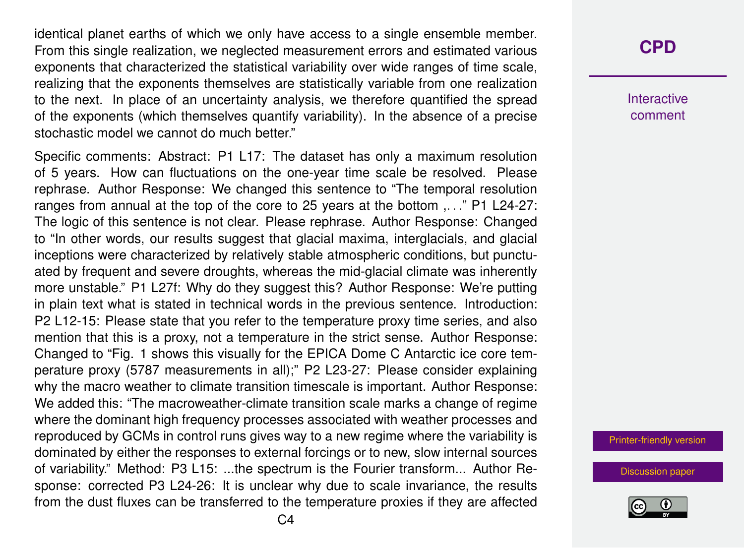identical planet earths of which we only have access to a single ensemble member. From this single realization, we neglected measurement errors and estimated various exponents that characterized the statistical variability over wide ranges of time scale, realizing that the exponents themselves are statistically variable from one realization to the next. In place of an uncertainty analysis, we therefore quantified the spread of the exponents (which themselves quantify variability). In the absence of a precise stochastic model we cannot do much better."

Specific comments: Abstract: P1 L17: The dataset has only a maximum resolution of 5 years. How can fluctuations on the one-year time scale be resolved. Please rephrase. Author Response: We changed this sentence to "The temporal resolution ranges from annual at the top of the core to 25 years at the bottom ,. . ." P1 L24-27: The logic of this sentence is not clear. Please rephrase. Author Response: Changed to "In other words, our results suggest that glacial maxima, interglacials, and glacial inceptions were characterized by relatively stable atmospheric conditions, but punctuated by frequent and severe droughts, whereas the mid-glacial climate was inherently more unstable." P1 L27f: Why do they suggest this? Author Response: We're putting in plain text what is stated in technical words in the previous sentence. Introduction: P2 L12-15: Please state that you refer to the temperature proxy time series, and also mention that this is a proxy, not a temperature in the strict sense. Author Response: Changed to "Fig. 1 shows this visually for the EPICA Dome C Antarctic ice core temperature proxy (5787 measurements in all);" P2 L23-27: Please consider explaining why the macro weather to climate transition timescale is important. Author Response: We added this: "The macroweather-climate transition scale marks a change of regime where the dominant high frequency processes associated with weather processes and reproduced by GCMs in control runs gives way to a new regime where the variability is dominated by either the responses to external forcings or to new, slow internal sources of variability." Method: P3 L15: ...the spectrum is the Fourier transform... Author Response: corrected P3 L24-26: It is unclear why due to scale invariance, the results from the dust fluxes can be transferred to the temperature proxies if they are affected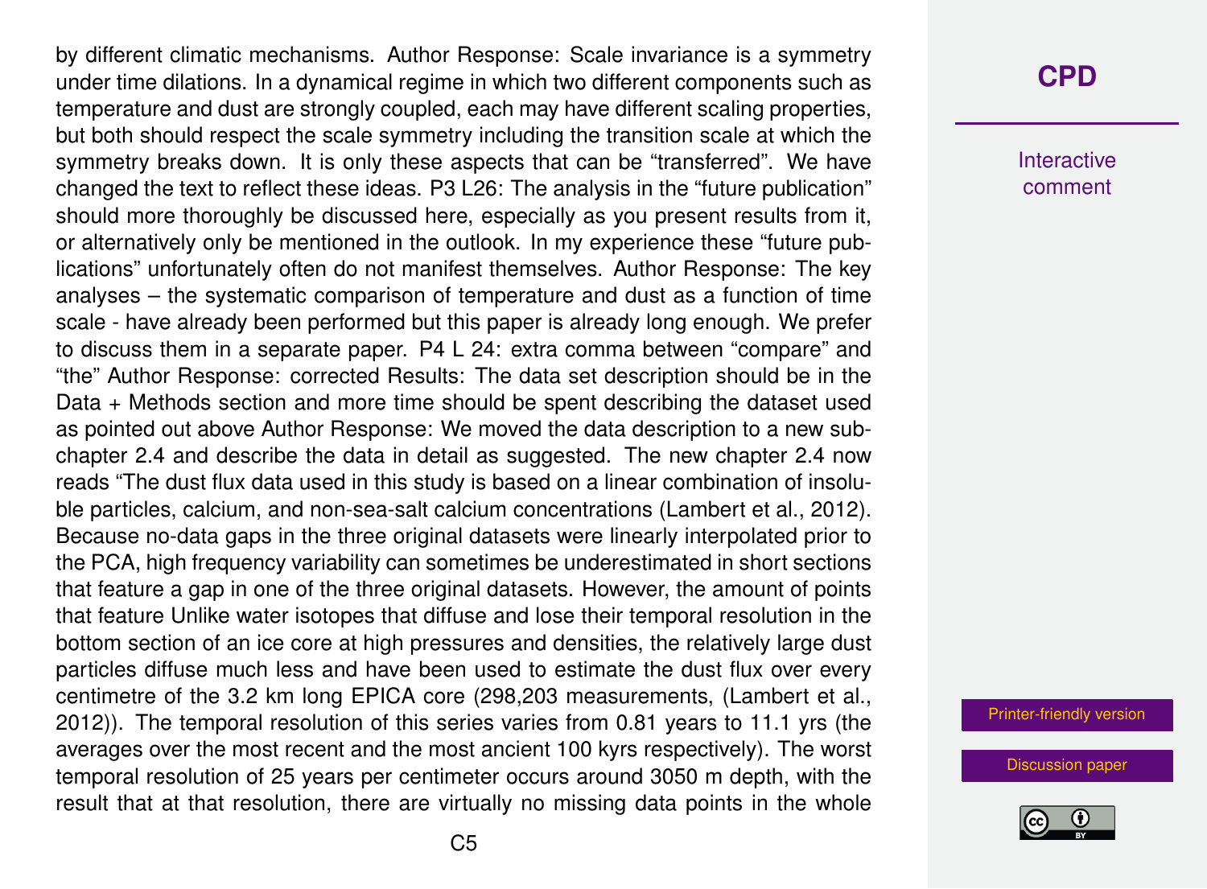by different climatic mechanisms. Author Response: Scale invariance is a symmetry under time dilations. In a dynamical regime in which two different components such as temperature and dust are strongly coupled, each may have different scaling properties, but both should respect the scale symmetry including the transition scale at which the symmetry breaks down. It is only these aspects that can be "transferred". We have changed the text to reflect these ideas. P3 L26: The analysis in the "future publication" should more thoroughly be discussed here, especially as you present results from it, or alternatively only be mentioned in the outlook. In my experience these "future publications" unfortunately often do not manifest themselves. Author Response: The key analyses – the systematic comparison of temperature and dust as a function of time scale - have already been performed but this paper is already long enough. We prefer to discuss them in a separate paper. P4 L 24: extra comma between "compare" and "the" Author Response: corrected Results: The data set description should be in the Data + Methods section and more time should be spent describing the dataset used as pointed out above Author Response: We moved the data description to a new subchapter 2.4 and describe the data in detail as suggested. The new chapter 2.4 now reads "The dust flux data used in this study is based on a linear combination of insoluble particles, calcium, and non-sea-salt calcium concentrations (Lambert et al., 2012). Because no-data gaps in the three original datasets were linearly interpolated prior to the PCA, high frequency variability can sometimes be underestimated in short sections that feature a gap in one of the three original datasets. However, the amount of points that feature Unlike water isotopes that diffuse and lose their temporal resolution in the bottom section of an ice core at high pressures and densities, the relatively large dust particles diffuse much less and have been used to estimate the dust flux over every centimetre of the 3.2 km long EPICA core (298,203 measurements, (Lambert et al., 2012)). The temporal resolution of this series varies from 0.81 years to 11.1 yrs (the averages over the most recent and the most ancient 100 kyrs respectively). The worst temporal resolution of 25 years per centimeter occurs around 3050 m depth, with the result that at that resolution, there are virtually no missing data points in the whole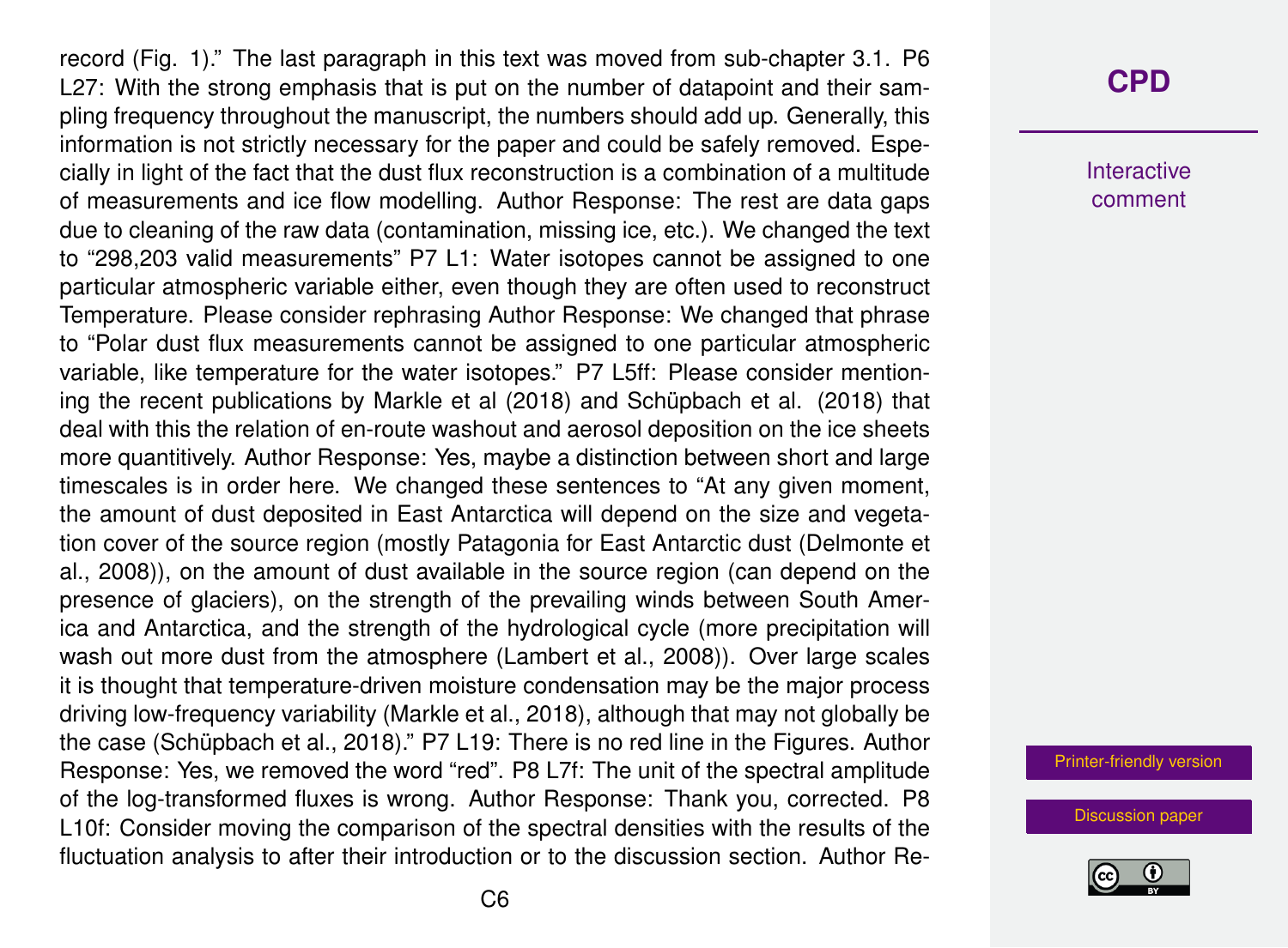record (Fig. 1)." The last paragraph in this text was moved from sub-chapter 3.1. P6 L27: With the strong emphasis that is put on the number of datapoint and their sampling frequency throughout the manuscript, the numbers should add up. Generally, this information is not strictly necessary for the paper and could be safely removed. Especially in light of the fact that the dust flux reconstruction is a combination of a multitude of measurements and ice flow modelling. Author Response: The rest are data gaps due to cleaning of the raw data (contamination, missing ice, etc.). We changed the text to "298,203 valid measurements" P7 L1: Water isotopes cannot be assigned to one particular atmospheric variable either, even though they are often used to reconstruct Temperature. Please consider rephrasing Author Response: We changed that phrase to "Polar dust flux measurements cannot be assigned to one particular atmospheric variable, like temperature for the water isotopes." P7 L5ff: Please consider mentioning the recent publications by Markle et al (2018) and Schüpbach et al. (2018) that deal with this the relation of en-route washout and aerosol deposition on the ice sheets more quantitively. Author Response: Yes, maybe a distinction between short and large timescales is in order here. We changed these sentences to "At any given moment, the amount of dust deposited in East Antarctica will depend on the size and vegetation cover of the source region (mostly Patagonia for East Antarctic dust (Delmonte et al., 2008)), on the amount of dust available in the source region (can depend on the presence of glaciers), on the strength of the prevailing winds between South America and Antarctica, and the strength of the hydrological cycle (more precipitation will wash out more dust from the atmosphere (Lambert et al., 2008)). Over large scales it is thought that temperature-driven moisture condensation may be the major process driving low-frequency variability (Markle et al., 2018), although that may not globally be the case (Schüpbach et al., 2018)." P7 L19: There is no red line in the Figures. Author Response: Yes, we removed the word "red". P8 L7f: The unit of the spectral amplitude of the log-transformed fluxes is wrong. Author Response: Thank you, corrected. P8 L10f: Consider moving the comparison of the spectral densities with the results of the fluctuation analysis to after their introduction or to the discussion section. Author Re-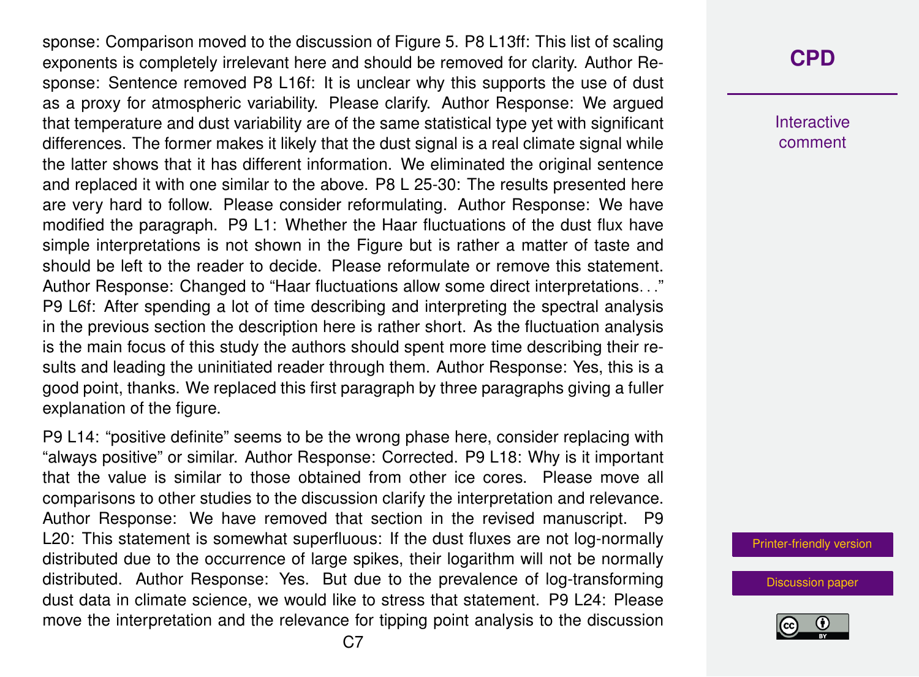sponse: Comparison moved to the discussion of Figure 5. P8 L13ff: This list of scaling exponents is completely irrelevant here and should be removed for clarity. Author Response: Sentence removed P8 L16f: It is unclear why this supports the use of dust as a proxy for atmospheric variability. Please clarify. Author Response: We argued that temperature and dust variability are of the same statistical type yet with significant differences. The former makes it likely that the dust signal is a real climate signal while the latter shows that it has different information. We eliminated the original sentence and replaced it with one similar to the above. P8 L 25-30: The results presented here are very hard to follow. Please consider reformulating. Author Response: We have modified the paragraph. P9 L1: Whether the Haar fluctuations of the dust flux have simple interpretations is not shown in the Figure but is rather a matter of taste and should be left to the reader to decide. Please reformulate or remove this statement. Author Response: Changed to "Haar fluctuations allow some direct interpretations…" P9 L6f: After spending a lot of time describing and interpreting the spectral analysis in the previous section the description here is rather short. As the fluctuation analysis is the main focus of this study the authors should spent more time describing their results and leading the uninitiated reader through them. Author Response: Yes, this is a good point, thanks. We replaced this first paragraph by three paragraphs giving a fuller explanation of the figure.

P9 L14: "positive definite" seems to be the wrong phase here, consider replacing with "always positive" or similar. Author Response: Corrected. P9 L18: Why is it important that the value is similar to those obtained from other ice cores. Please move all comparisons to other studies to the discussion clarify the interpretation and relevance. Author Response: We have removed that section in the revised manuscript. P9 L20: This statement is somewhat superfluous: If the dust fluxes are not log-normally distributed due to the occurrence of large spikes, their logarithm will not be normally distributed. Author Response: Yes. But due to the prevalence of log-transforming dust data in climate science, we would like to stress that statement. P9 L24: Please move the interpretation and the relevance for tipping point analysis to the discussion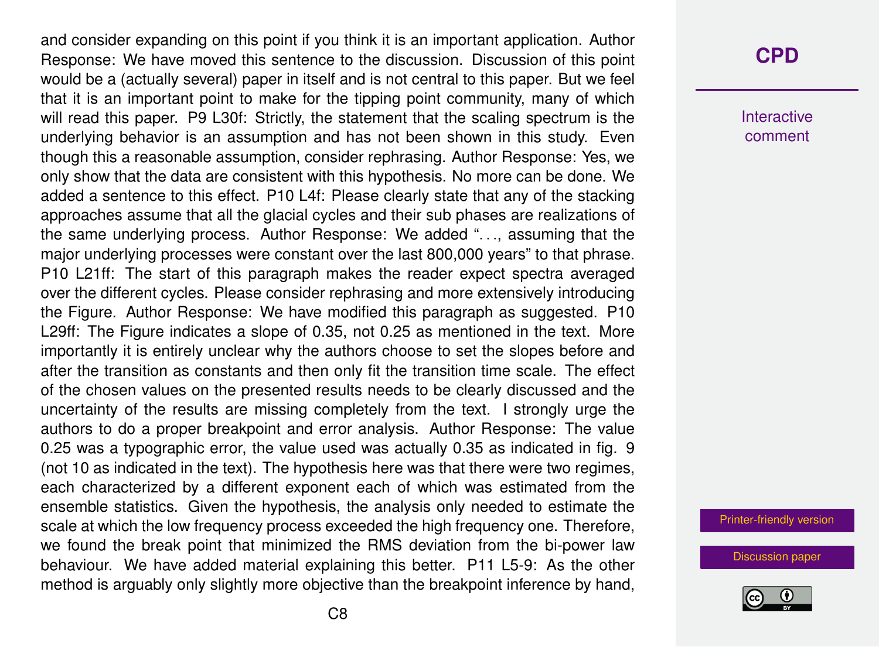and consider expanding on this point if you think it is an important application. Author Response: We have moved this sentence to the discussion. Discussion of this point would be a (actually several) paper in itself and is not central to this paper. But we feel that it is an important point to make for the tipping point community, many of which will read this paper. P9 L30f: Strictly, the statement that the scaling spectrum is the underlying behavior is an assumption and has not been shown in this study. Even though this a reasonable assumption, consider rephrasing. Author Response: Yes, we only show that the data are consistent with this hypothesis. No more can be done. We added a sentence to this effect. P10 L4f: Please clearly state that any of the stacking approaches assume that all the glacial cycles and their sub phases are realizations of the same underlying process. Author Response: We added ". . ., assuming that the major underlying processes were constant over the last 800,000 years" to that phrase. P10 L21ff: The start of this paragraph makes the reader expect spectra averaged over the different cycles. Please consider rephrasing and more extensively introducing the Figure. Author Response: We have modified this paragraph as suggested. P10 L29ff: The Figure indicates a slope of 0.35, not 0.25 as mentioned in the text. More importantly it is entirely unclear why the authors choose to set the slopes before and after the transition as constants and then only fit the transition time scale. The effect of the chosen values on the presented results needs to be clearly discussed and the uncertainty of the results are missing completely from the text. I strongly urge the authors to do a proper breakpoint and error analysis. Author Response: The value 0.25 was a typographic error, the value used was actually 0.35 as indicated in fig. 9 (not 10 as indicated in the text). The hypothesis here was that there were two regimes, each characterized by a different exponent each of which was estimated from the ensemble statistics. Given the hypothesis, the analysis only needed to estimate the scale at which the low frequency process exceeded the high frequency one. Therefore, we found the break point that minimized the RMS deviation from the bi-power law behaviour. We have added material explaining this better. P11 L5-9: As the other method is arguably only slightly more objective than the breakpoint inference by hand,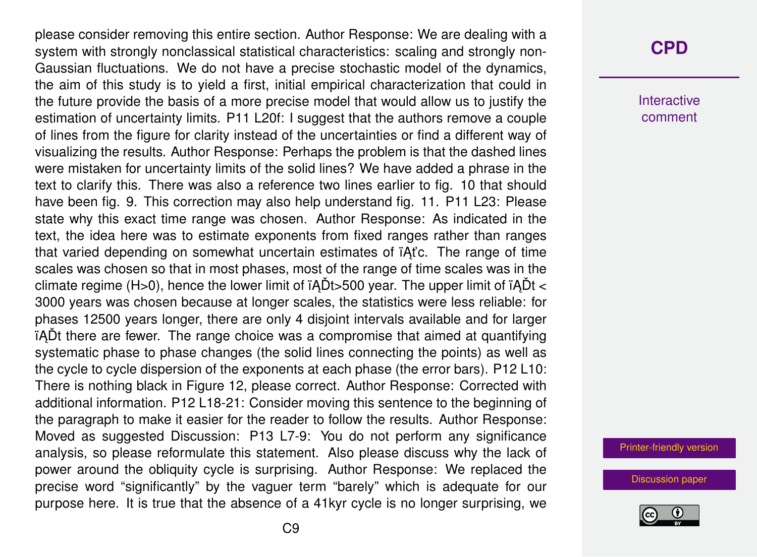please consider removing this entire section. Author Response: We are dealing with a system with strongly nonclassical statistical characteristics: scaling and strongly non-Gaussian fluctuations. We do not have a precise stochastic model of the dynamics, the aim of this study is to yield a first, initial empirical characterization that could in the future provide the basis of a more precise model that would allow us to justify the estimation of uncertainty limits. P11 L20f: I suggest that the authors remove a couple of lines from the figure for clarity instead of the uncertainties or find a different way of visualizing the results. Author Response: Perhaps the problem is that the dashed lines were mistaken for uncertainty limits of the solid lines? We have added a phrase in the text to clarify this. There was also a reference two lines earlier to fig. 10 that should have been fig. 9. This correction may also help understand fig. 11. P11 L23: Please state why this exact time range was chosen. Author Response: As indicated in the text, the idea here was to estimate exponents from fixed ranges rather than ranges that varied depending on somewhat uncertain estimates of ïĄťc. The range of time scales was chosen so that in most phases, most of the range of time scales was in the climate regime (H>0), hence the lower limit of ïĄĎt>500 year. The upper limit of ïĄĎt < 3000 years was chosen because at longer scales, the statistics were less reliable: for phases 12500 years longer, there are only 4 disjoint intervals available and for larger ïĄĎt there are fewer. The range choice was a compromise that aimed at quantifying systematic phase to phase changes (the solid lines connecting the points) as well as the cycle to cycle dispersion of the exponents at each phase (the error bars). P12 L10: There is nothing black in Figure 12, please correct. Author Response: Corrected with additional information. P12 L18-21: Consider moving this sentence to the beginning of the paragraph to make it easier for the reader to follow the results. Author Response: Moved as suggested Discussion: P13 L7-9: You do not perform any significance analysis, so please reformulate this statement. Also please discuss why the lack of power around the obliquity cycle is surprising. Author Response: We replaced the precise word "significantly" by the vaguer term "barely" which is adequate for our purpose here. It is true that the absence of a 41kyr cycle is no longer surprising, we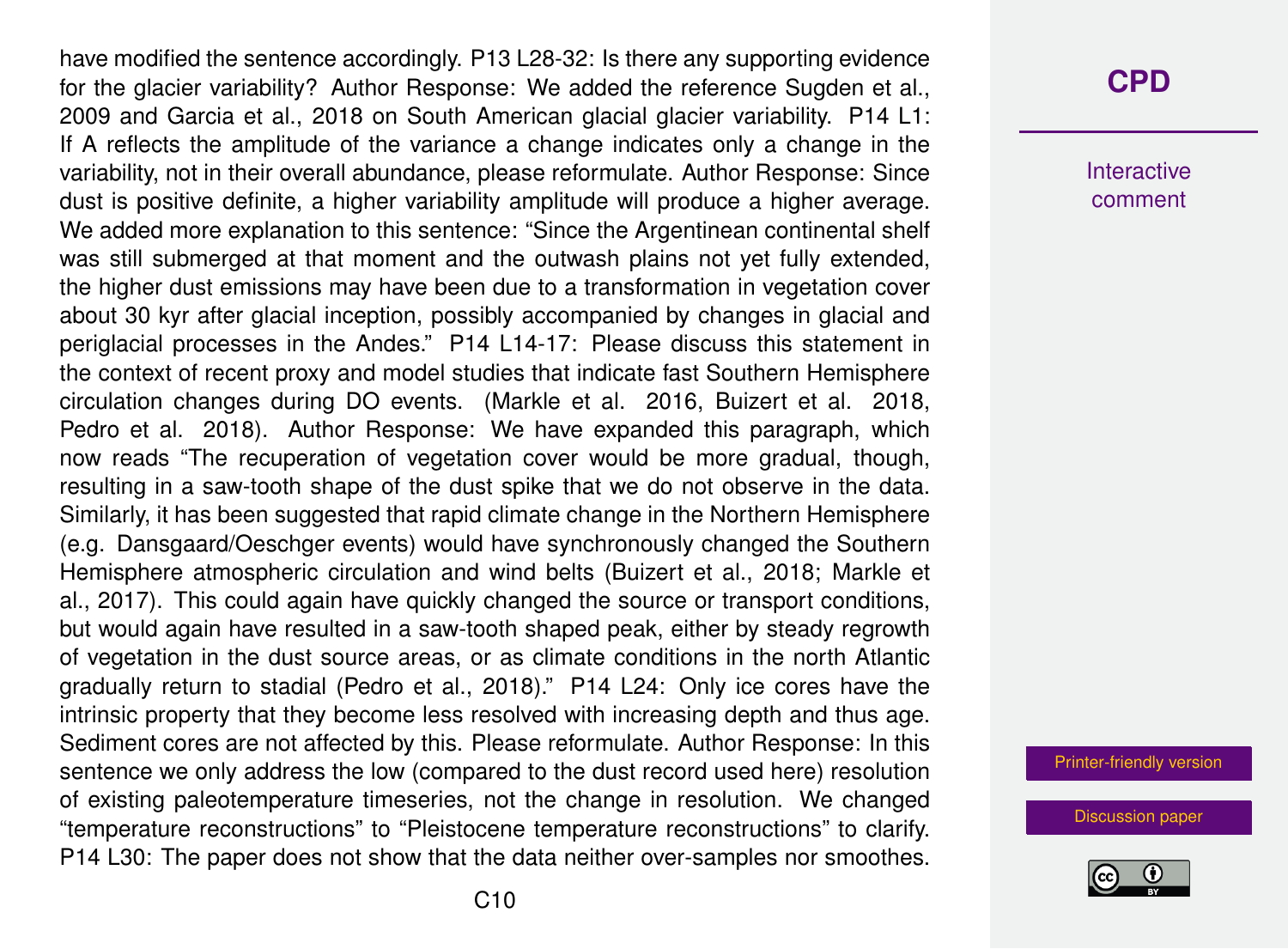have modified the sentence accordingly. P13 L28-32: Is there any supporting evidence for the glacier variability? Author Response: We added the reference Sugden et al., 2009 and Garcia et al., 2018 on South American glacial glacier variability. P14 L1: If A reflects the amplitude of the variance a change indicates only a change in the variability, not in their overall abundance, please reformulate. Author Response: Since dust is positive definite, a higher variability amplitude will produce a higher average. We added more explanation to this sentence: "Since the Argentinean continental shelf was still submerged at that moment and the outwash plains not yet fully extended, the higher dust emissions may have been due to a transformation in vegetation cover about 30 kyr after glacial inception, possibly accompanied by changes in glacial and periglacial processes in the Andes." P14 L14-17: Please discuss this statement in the context of recent proxy and model studies that indicate fast Southern Hemisphere circulation changes during DO events. (Markle et al. 2016, Buizert et al. 2018, Pedro et al. 2018). Author Response: We have expanded this paragraph, which now reads "The recuperation of vegetation cover would be more gradual, though, resulting in a saw-tooth shape of the dust spike that we do not observe in the data. Similarly, it has been suggested that rapid climate change in the Northern Hemisphere (e.g. Dansgaard/Oeschger events) would have synchronously changed the Southern Hemisphere atmospheric circulation and wind belts (Buizert et al., 2018; Markle et al., 2017). This could again have quickly changed the source or transport conditions, but would again have resulted in a saw-tooth shaped peak, either by steady regrowth of vegetation in the dust source areas, or as climate conditions in the north Atlantic gradually return to stadial (Pedro et al., 2018)." P14 L24: Only ice cores have the intrinsic property that they become less resolved with increasing depth and thus age. Sediment cores are not affected by this. Please reformulate. Author Response: In this sentence we only address the low (compared to the dust record used here) resolution of existing paleotemperature timeseries, not the change in resolution. We changed "temperature reconstructions" to "Pleistocene temperature reconstructions" to clarify. P14 L30: The paper does not show that the data neither over-samples nor smoothes.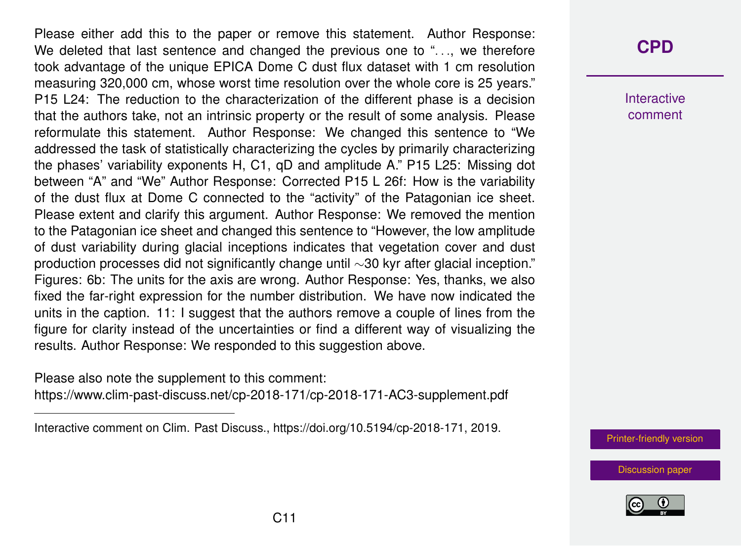Please either add this to the paper or remove this statement. Author Response: We deleted that last sentence and changed the previous one to "..., we therefore took advantage of the unique EPICA Dome C dust flux dataset with 1 cm resolution measuring 320,000 cm, whose worst time resolution over the whole core is 25 years." P15 L24: The reduction to the characterization of the different phase is a decision that the authors take, not an intrinsic property or the result of some analysis. Please reformulate this statement. Author Response: We changed this sentence to "We addressed the task of statistically characterizing the cycles by primarily characterizing the phases' variability exponents H, C1, qD and amplitude A." P15 L25: Missing dot between "A" and "We" Author Response: Corrected P15 L 26f: How is the variability of the dust flux at Dome C connected to the "activity" of the Patagonian ice sheet. Please extent and clarify this argument. Author Response: We removed the mention to the Patagonian ice sheet and changed this sentence to "However, the low amplitude of dust variability during glacial inceptions indicates that vegetation cover and dust production processes did not significantly change until ~30 kyr after glacial inception." Figures: 6b: The units for the axis are wrong. Author Response: Yes, thanks, we also fixed the far-right expression for the number distribution. We have now indicated the units in the caption. 11: I suggest that the authors remove a couple of lines from the figure for clarity instead of the uncertainties or find a different way of visualizing the results. Author Response: We responded to this suggestion above.

Please also note the supplement to this comment:
https://www.clim-past-discuss.net/cp-2018-171/cp-2018-171-AC3-supplement.pdf

---

Interactive comment on Clim. Past Discuss., https://doi.org/10.5194/cp-2018-171, 2019.